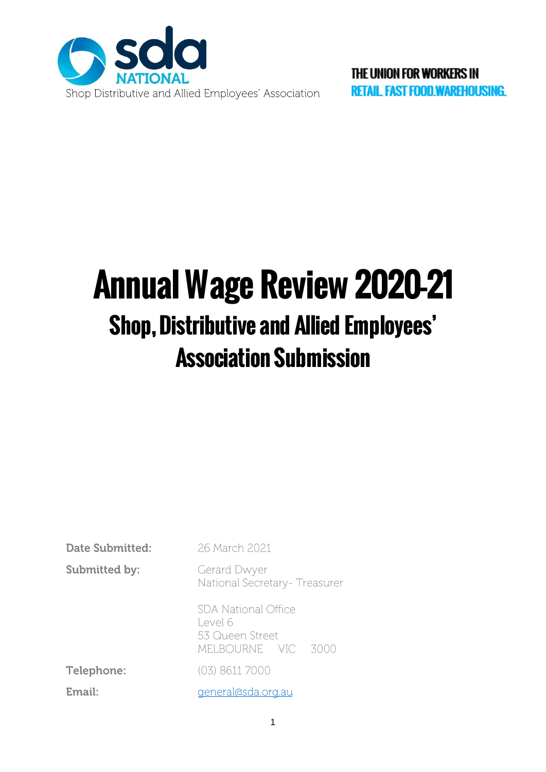sda
NATIONAL
Shop Distributive and Allied Employees' Association

THE UNION FOR WORKERS IN
RETAIL. FAST FOOD. WAREHOUSING.

# Annual Wage Review 2020-21

## Shop, Distributive and Allied Employees' Association Submission

| | |
|---|---|
| **Date Submitted:** | 26 March 2021 |
| **Submitted by:** | Gerard Dwyer<br>National Secretary- Treasurer<br><br>SDA National Office<br>Level 6<br>53 Queen Street<br>MELBOURNE VIC 3000 |
| **Telephone:** | (03) 8611 7000 |
| **Email:** | general@sda.org.au |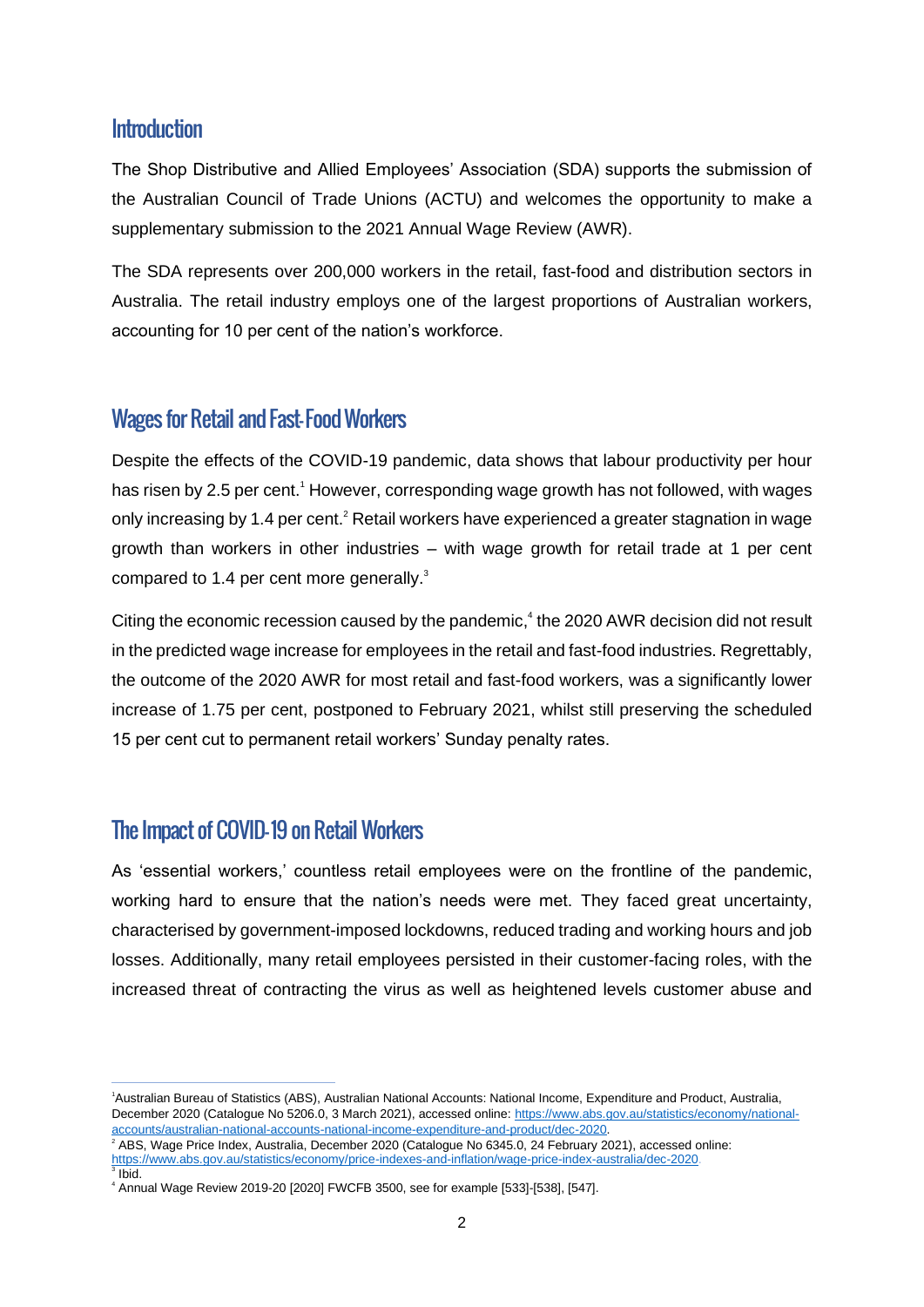## Introduction

The Shop Distributive and Allied Employees' Association (SDA) supports the submission of the Australian Council of Trade Unions (ACTU) and welcomes the opportunity to make a supplementary submission to the 2021 Annual Wage Review (AWR).

The SDA represents over 200,000 workers in the retail, fast-food and distribution sectors in Australia. The retail industry employs one of the largest proportions of Australian workers, accounting for 10 per cent of the nation's workforce.

## Wages for Retail and Fast-Food Workers

Despite the effects of the COVID-19 pandemic, data shows that labour productivity per hour has risen by 2.5 per cent.[1] However, corresponding wage growth has not followed, with wages only increasing by 1.4 per cent.[2] Retail workers have experienced a greater stagnation in wage growth than workers in other industries – with wage growth for retail trade at 1 per cent compared to 1.4 per cent more generally.[3]

Citing the economic recession caused by the pandemic,[4] the 2020 AWR decision did not result in the predicted wage increase for employees in the retail and fast-food industries. Regrettably, the outcome of the 2020 AWR for most retail and fast-food workers, was a significantly lower increase of 1.75 per cent, postponed to February 2021, whilst still preserving the scheduled 15 per cent cut to permanent retail workers' Sunday penalty rates.

## The Impact of COVID-19 on Retail Workers

As 'essential workers,' countless retail employees were on the frontline of the pandemic, working hard to ensure that the nation's needs were met. They faced great uncertainty, characterised by government-imposed lockdowns, reduced trading and working hours and job losses. Additionally, many retail employees persisted in their customer-facing roles, with the increased threat of contracting the virus as well as heightened levels customer abuse and

---

[1] Australian Bureau of Statistics (ABS), Australian National Accounts: National Income, Expenditure and Product, Australia, December 2020 (Catalogue No 5206.0, 3 March 2021), accessed online: https://www.abs.gov.au/statistics/economy/national-accounts/australian-national-accounts-national-income-expenditure-and-product/dec-2020.

[2] ABS, Wage Price Index, Australia, December 2020 (Catalogue No 6345.0, 24 February 2021), accessed online: https://www.abs.gov.au/statistics/economy/price-indexes-and-inflation/wage-price-index-australia/dec-2020.

[3] Ibid.

[4] Annual Wage Review 2019-20 [2020] FWCFB 3500, see for example [533]-[538], [547].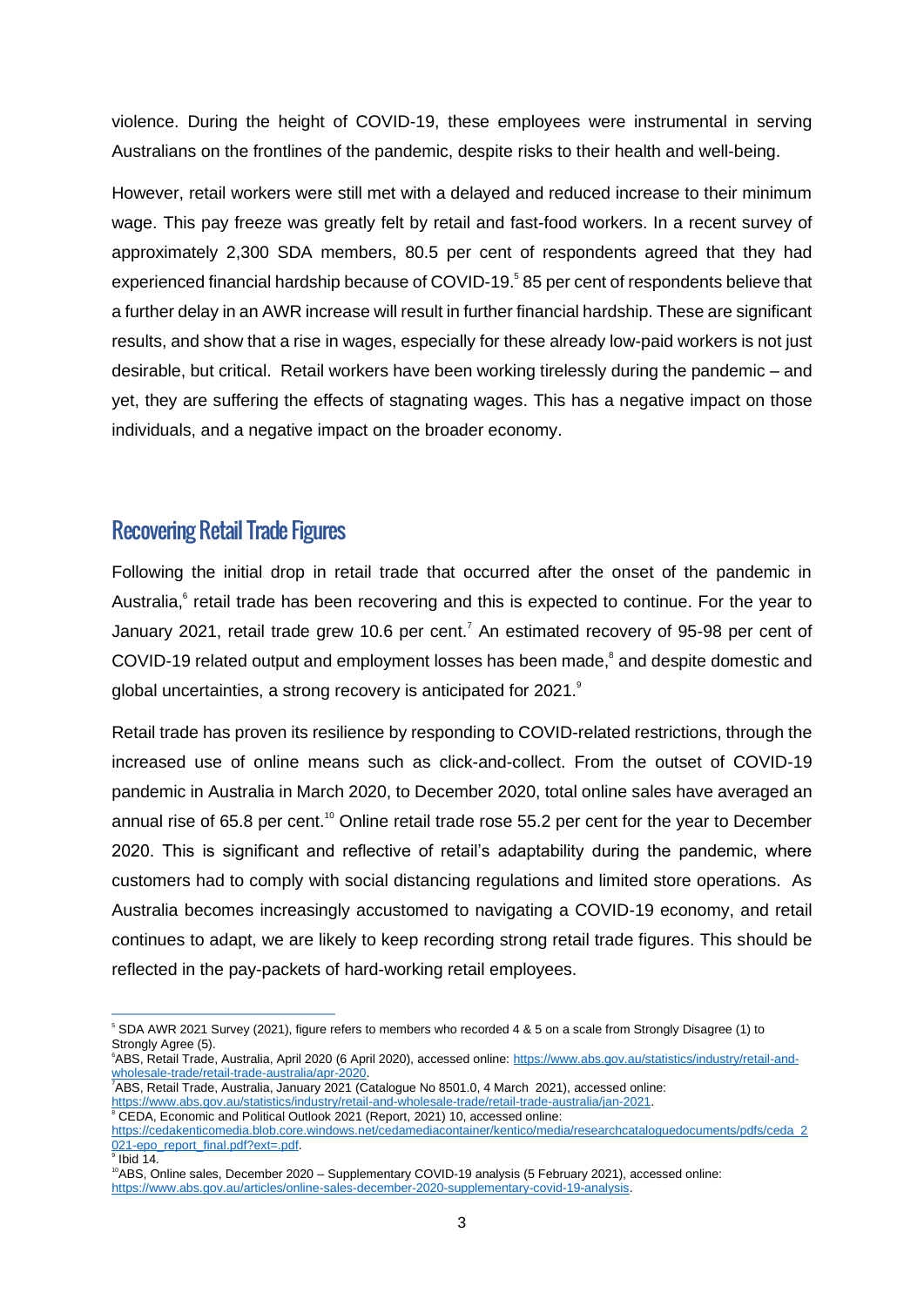violence. During the height of COVID-19, these employees were instrumental in serving Australians on the frontlines of the pandemic, despite risks to their health and well-being.

However, retail workers were still met with a delayed and reduced increase to their minimum wage. This pay freeze was greatly felt by retail and fast-food workers. In a recent survey of approximately 2,300 SDA members, 80.5 per cent of respondents agreed that they had experienced financial hardship because of COVID-19.[5] 85 per cent of respondents believe that a further delay in an AWR increase will result in further financial hardship. These are significant results, and show that a rise in wages, especially for these already low-paid workers is not just desirable, but critical. Retail workers have been working tirelessly during the pandemic – and yet, they are suffering the effects of stagnating wages. This has a negative impact on those individuals, and a negative impact on the broader economy.

## Recovering Retail Trade Figures

Following the initial drop in retail trade that occurred after the onset of the pandemic in Australia,[6] retail trade has been recovering and this is expected to continue. For the year to January 2021, retail trade grew 10.6 per cent.[7] An estimated recovery of 95-98 per cent of COVID-19 related output and employment losses has been made,[8] and despite domestic and global uncertainties, a strong recovery is anticipated for 2021.[9]

Retail trade has proven its resilience by responding to COVID-related restrictions, through the increased use of online means such as click-and-collect. From the outset of COVID-19 pandemic in Australia in March 2020, to December 2020, total online sales have averaged an annual rise of 65.8 per cent.[10] Online retail trade rose 55.2 per cent for the year to December 2020. This is significant and reflective of retail's adaptability during the pandemic, where customers had to comply with social distancing regulations and limited store operations. As Australia becomes increasingly accustomed to navigating a COVID-19 economy, and retail continues to adapt, we are likely to keep recording strong retail trade figures. This should be reflected in the pay-packets of hard-working retail employees.

---

[5] SDA AWR 2021 Survey (2021), figure refers to members who recorded 4 & 5 on a scale from Strongly Disagree (1) to Strongly Agree (5).

[6] ABS, Retail Trade, Australia, April 2020 (6 April 2020), accessed online: https://www.abs.gov.au/statistics/industry/retail-and-wholesale-trade/retail-trade-australia/apr-2020.

[7] ABS, Retail Trade, Australia, January 2021 (Catalogue No 8501.0, 4 March 2021), accessed online: https://www.abs.gov.au/statistics/industry/retail-and-wholesale-trade/retail-trade-australia/jan-2021.

[8] CEDA, Economic and Political Outlook 2021 (Report, 2021) 10, accessed online: https://cedakenticomedia.blob.core.windows.net/cedamediacontainer/kentico/media/researchcataloguedocuments/pdfs/ceda_2021-epo_report_final.pdf?ext=.pdf.

[9] Ibid 14.

[10] ABS, Online sales, December 2020 – Supplementary COVID-19 analysis (5 February 2021), accessed online: https://www.abs.gov.au/articles/online-sales-december-2020-supplementary-covid-19-analysis.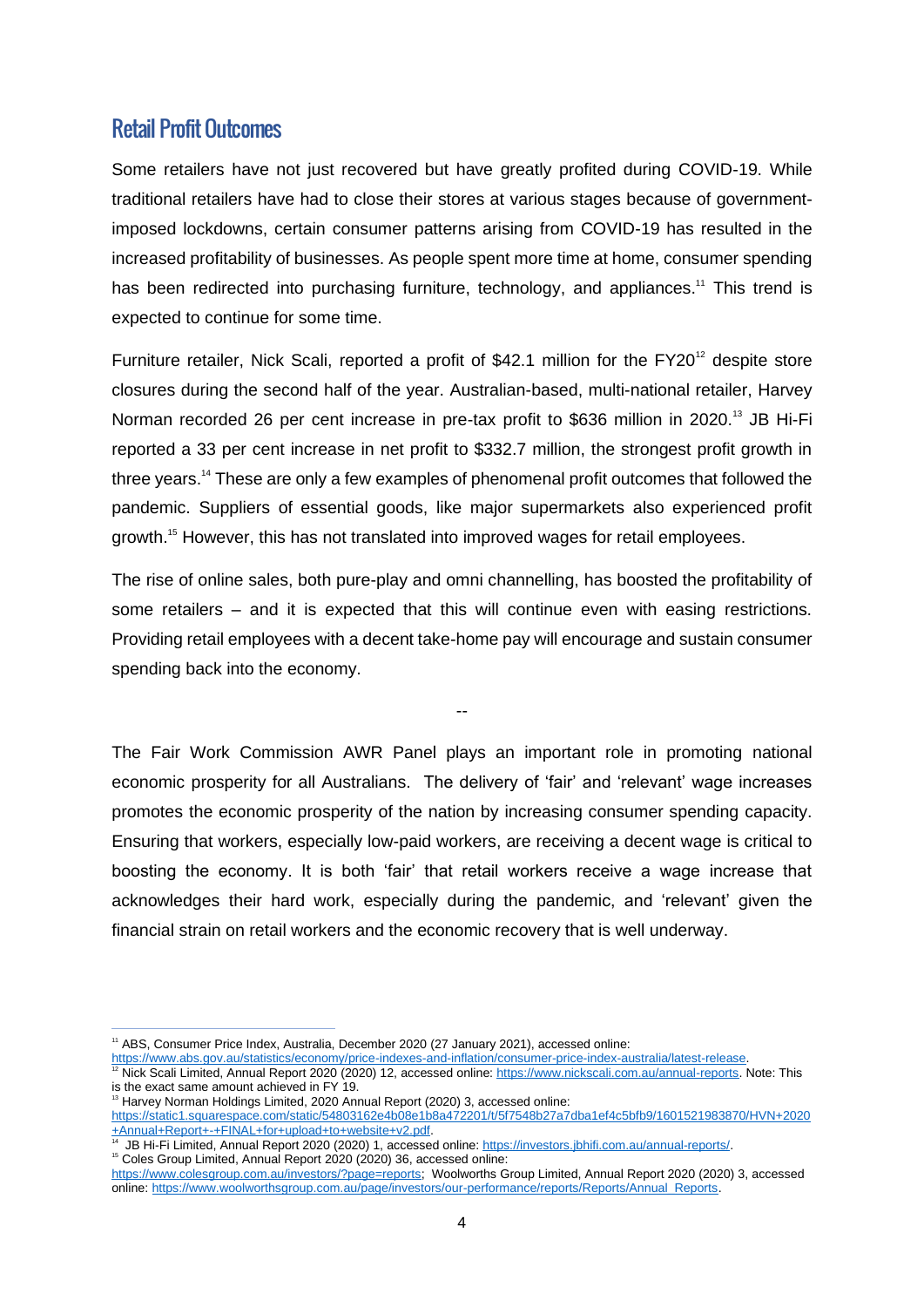## Retail Profit Outcomes

Some retailers have not just recovered but have greatly profited during COVID-19. While traditional retailers have had to close their stores at various stages because of government-imposed lockdowns, certain consumer patterns arising from COVID-19 has resulted in the increased profitability of businesses. As people spent more time at home, consumer spending has been redirected into purchasing furniture, technology, and appliances.[11] This trend is expected to continue for some time.

Furniture retailer, Nick Scali, reported a profit of $42.1 million for the FY20[12] despite store closures during the second half of the year. Australian-based, multi-national retailer, Harvey Norman recorded 26 per cent increase in pre-tax profit to $636 million in 2020.[13] JB Hi-Fi reported a 33 per cent increase in net profit to $332.7 million, the strongest profit growth in three years.[14] These are only a few examples of phenomenal profit outcomes that followed the pandemic. Suppliers of essential goods, like major supermarkets also experienced profit growth.[15] However, this has not translated into improved wages for retail employees.

The rise of online sales, both pure-play and omni channelling, has boosted the profitability of some retailers – and it is expected that this will continue even with easing restrictions. Providing retail employees with a decent take-home pay will encourage and sustain consumer spending back into the economy.

--

The Fair Work Commission AWR Panel plays an important role in promoting national economic prosperity for all Australians. The delivery of 'fair' and 'relevant' wage increases promotes the economic prosperity of the nation by increasing consumer spending capacity. Ensuring that workers, especially low-paid workers, are receiving a decent wage is critical to boosting the economy. It is both 'fair' that retail workers receive a wage increase that acknowledges their hard work, especially during the pandemic, and 'relevant' given the financial strain on retail workers and the economic recovery that is well underway.

---

[11] ABS, Consumer Price Index, Australia, December 2020 (27 January 2021), accessed online: https://www.abs.gov.au/statistics/economy/price-indexes-and-inflation/consumer-price-index-australia/latest-release.

[12] Nick Scali Limited, Annual Report 2020 (2020) 12, accessed online: https://www.nickscali.com.au/annual-reports. Note: This is the exact same amount achieved in FY 19.

[13] Harvey Norman Holdings Limited, 2020 Annual Report (2020) 3, accessed online: https://static1.squarespace.com/static/54803162e4b08e1b8a472201/t/5f7548b27a7dba1ef4c5bfb9/1601521983870/HVN+2020+Annual+Report+-+FINAL+for+upload+to+website+v2.pdf.

[14] JB Hi-Fi Limited, Annual Report 2020 (2020) 1, accessed online: https://investors.jbhifi.com.au/annual-reports/.

[15] Coles Group Limited, Annual Report 2020 (2020) 36, accessed online: https://www.colesgroup.com.au/investors/?page=reports; Woolworths Group Limited, Annual Report 2020 (2020) 3, accessed online: https://www.woolworthsgroup.com.au/page/investors/our-performance/reports/Reports/Annual_Reports.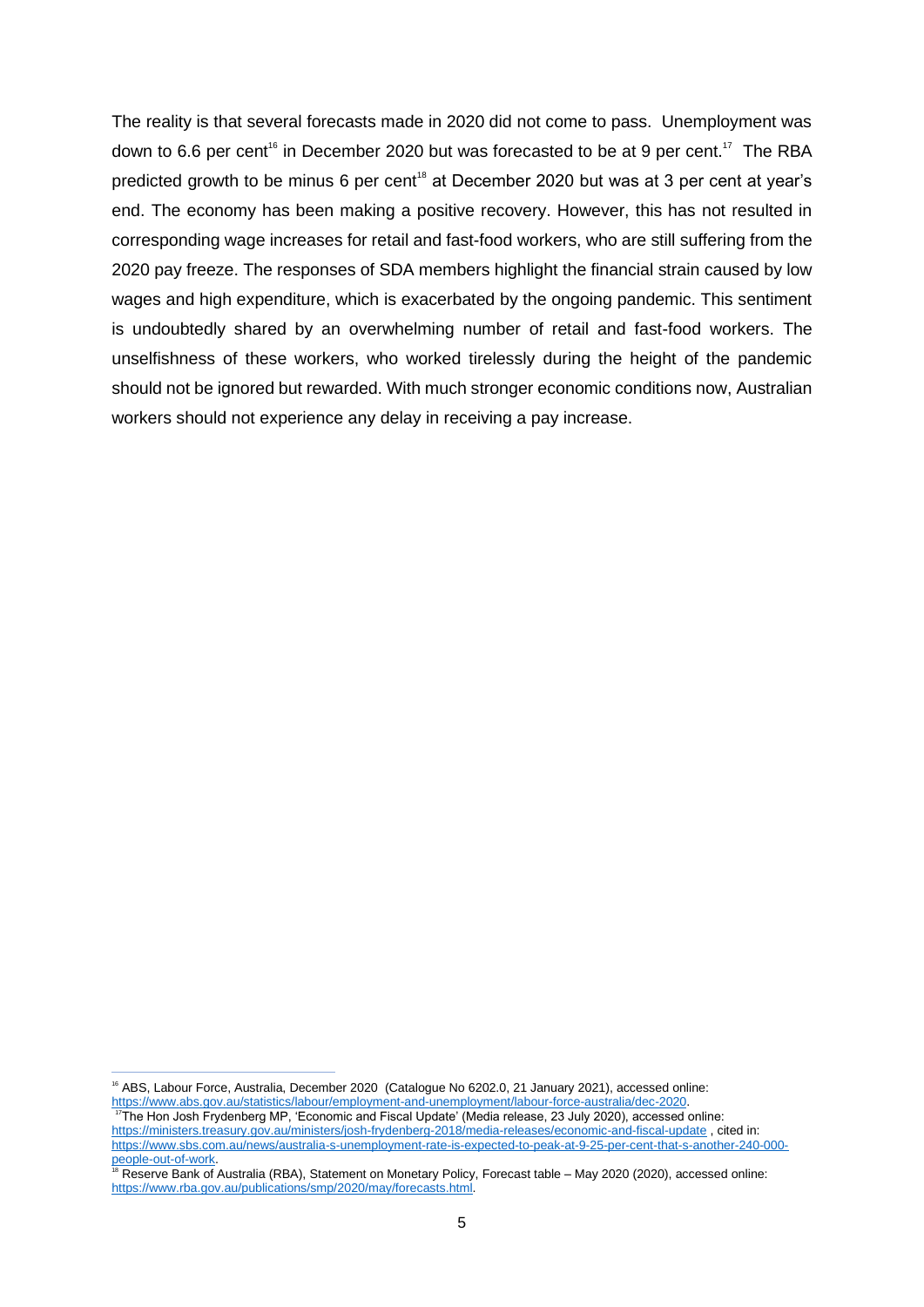The reality is that several forecasts made in 2020 did not come to pass. Unemployment was down to 6.6 per cent[16] in December 2020 but was forecasted to be at 9 per cent.[17] The RBA predicted growth to be minus 6 per cent[18] at December 2020 but was at 3 per cent at year's end. The economy has been making a positive recovery. However, this has not resulted in corresponding wage increases for retail and fast-food workers, who are still suffering from the 2020 pay freeze. The responses of SDA members highlight the financial strain caused by low wages and high expenditure, which is exacerbated by the ongoing pandemic. This sentiment is undoubtedly shared by an overwhelming number of retail and fast-food workers. The unselfishness of these workers, who worked tirelessly during the height of the pandemic should not be ignored but rewarded. With much stronger economic conditions now, Australian workers should not experience any delay in receiving a pay increase.

---

[16] ABS, Labour Force, Australia, December 2020 (Catalogue No 6202.0, 21 January 2021), accessed online: https://www.abs.gov.au/statistics/labour/employment-and-unemployment/labour-force-australia/dec-2020.

[17] The Hon Josh Frydenberg MP, 'Economic and Fiscal Update' (Media release, 23 July 2020), accessed online: https://ministers.treasury.gov.au/ministers/josh-frydenberg-2018/media-releases/economic-and-fiscal-update , cited in: https://www.sbs.com.au/news/australia-s-unemployment-rate-is-expected-to-peak-at-9-25-per-cent-that-s-another-240-000-people-out-of-work.

[18] Reserve Bank of Australia (RBA), Statement on Monetary Policy, Forecast table – May 2020 (2020), accessed online: https://www.rba.gov.au/publications/smp/2020/may/forecasts.html.